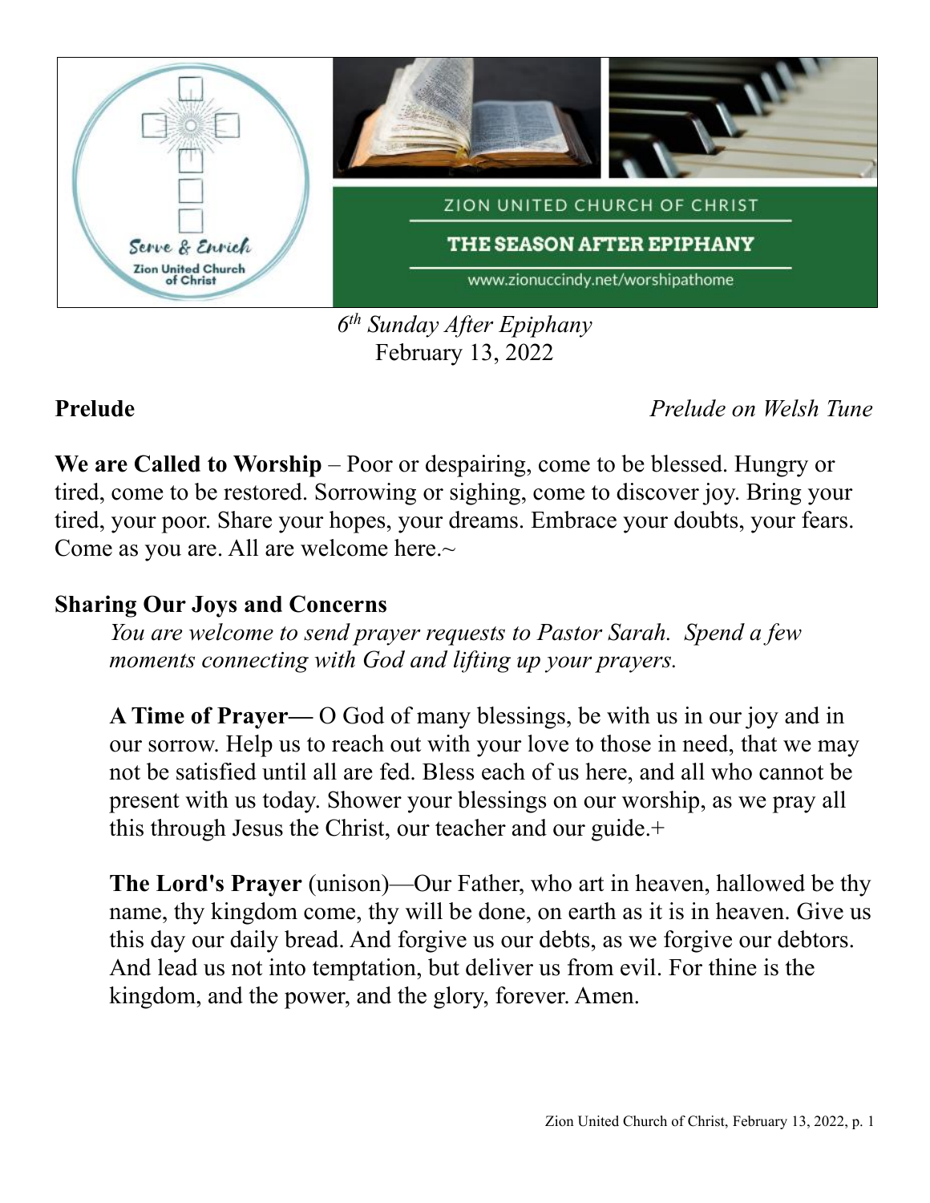ZION UNITED CHURCH OF CHRIST

THE SEASON AFTER EPIPHANY

www.zionuccindy.net/worshipathome

*6th Sunday After Epiphany*
February 13, 2022

**Prelude** *Prelude on Welsh Tune*

**We are Called to Worship** – Poor or despairing, come to be blessed. Hungry or tired, come to be restored. Sorrowing or sighing, come to discover joy. Bring your tired, your poor. Share your hopes, your dreams. Embrace your doubts, your fears. Come as you are. All are welcome here.~

**Sharing Our Joys and Concerns**

*You are welcome to send prayer requests to Pastor Sarah. Spend a few moments connecting with God and lifting up your prayers.*

**A Time of Prayer—** O God of many blessings, be with us in our joy and in our sorrow. Help us to reach out with your love to those in need, that we may not be satisfied until all are fed. Bless each of us here, and all who cannot be present with us today. Shower your blessings on our worship, as we pray all this through Jesus the Christ, our teacher and our guide.+

**The Lord's Prayer** (unison)—Our Father, who art in heaven, hallowed be thy name, thy kingdom come, thy will be done, on earth as it is in heaven. Give us this day our daily bread. And forgive us our debts, as we forgive our debtors. And lead us not into temptation, but deliver us from evil. For thine is the kingdom, and the power, and the glory, forever. Amen.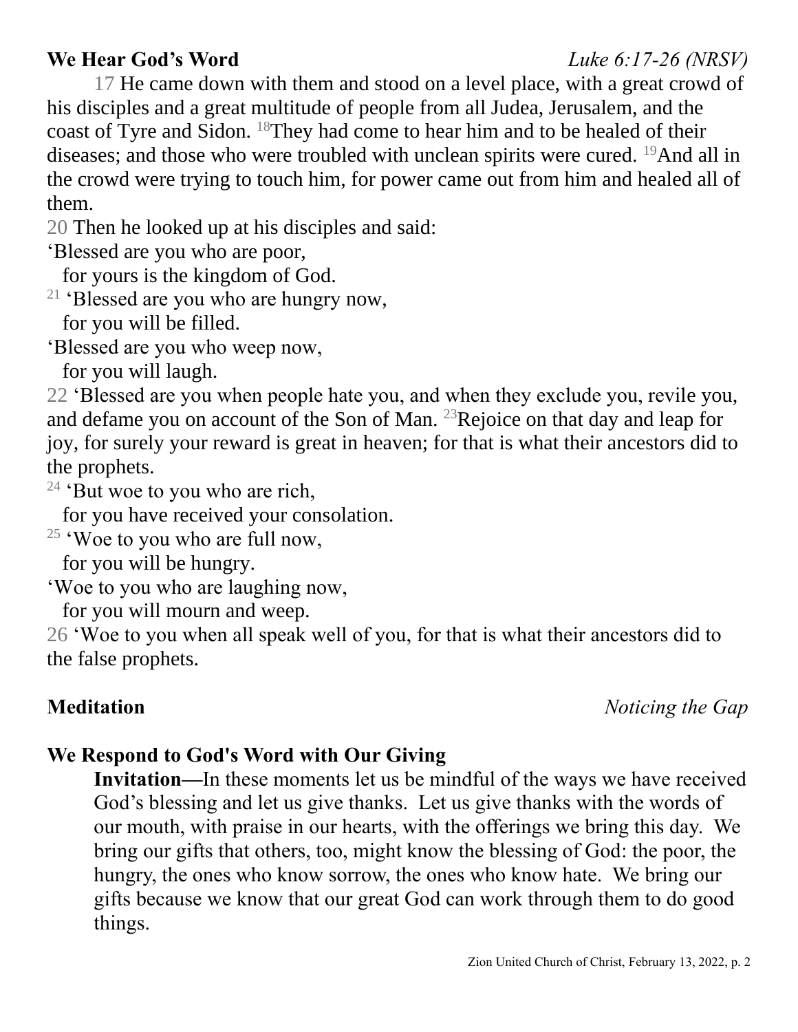**We Hear God's Word** *Luke 6:17-26 (NRSV)*

17 He came down with them and stood on a level place, with a great crowd of his disciples and a great multitude of people from all Judea, Jerusalem, and the coast of Tyre and Sidon. 18They had come to hear him and to be healed of their diseases; and those who were troubled with unclean spirits were cured. 19And all in the crowd were trying to touch him, for power came out from him and healed all of them.

20 Then he looked up at his disciples and said:
'Blessed are you who are poor,
  for yours is the kingdom of God.
21 'Blessed are you who are hungry now,
  for you will be filled.
'Blessed are you who weep now,
  for you will laugh.
22 'Blessed are you when people hate you, and when they exclude you, revile you, and defame you on account of the Son of Man. 23Rejoice on that day and leap for joy, for surely your reward is great in heaven; for that is what their ancestors did to the prophets.
24 'But woe to you who are rich,
  for you have received your consolation.
25 'Woe to you who are full now,
  for you will be hungry.
'Woe to you who are laughing now,
  for you will mourn and weep.
26 'Woe to you when all speak well of you, for that is what their ancestors did to the false prophets.

**Meditation** *Noticing the Gap*

**We Respond to God's Word with Our Giving**

**Invitation**—In these moments let us be mindful of the ways we have received God's blessing and let us give thanks. Let us give thanks with the words of our mouth, with praise in our hearts, with the offerings we bring this day. We bring our gifts that others, too, might know the blessing of God: the poor, the hungry, the ones who know sorrow, the ones who know hate. We bring our gifts because we know that our great God can work through them to do good things.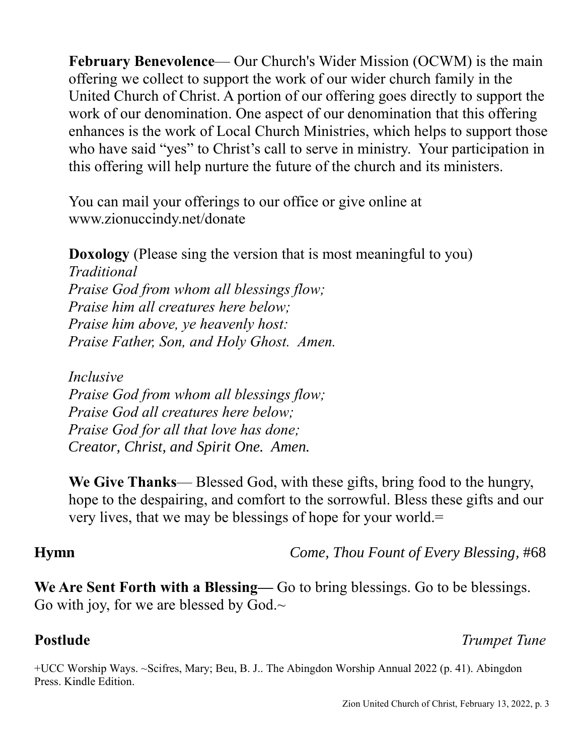**February Benevolence**— Our Church's Wider Mission (OCWM) is the main offering we collect to support the work of our wider church family in the United Church of Christ. A portion of our offering goes directly to support the work of our denomination. One aspect of our denomination that this offering enhances is the work of Local Church Ministries, which helps to support those who have said "yes" to Christ's call to serve in ministry. Your participation in this offering will help nurture the future of the church and its ministers.

You can mail your offerings to our office or give online at www.zionuccindy.net/donate

**Doxology** (Please sing the version that is most meaningful to you)

*Traditional*
*Praise God from whom all blessings flow;*
*Praise him all creatures here below;*
*Praise him above, ye heavenly host:*
*Praise Father, Son, and Holy Ghost. Amen.*

*Inclusive*
*Praise God from whom all blessings flow;*
*Praise God all creatures here below;*
*Praise God for all that love has done;*
*Creator, Christ, and Spirit One. Amen.*

**We Give Thanks**— Blessed God, with these gifts, bring food to the hungry, hope to the despairing, and comfort to the sorrowful. Bless these gifts and our very lives, that we may be blessings of hope for your world.=

**Hymn** *Come, Thou Fount of Every Blessing,* #68

**We Are Sent Forth with a Blessing—** Go to bring blessings. Go to be blessings. Go with joy, for we are blessed by God.~

**Postlude** *Trumpet Tune*

+UCC Worship Ways. ~Scifres, Mary; Beu, B. J.. The Abingdon Worship Annual 2022 (p. 41). Abingdon Press. Kindle Edition.